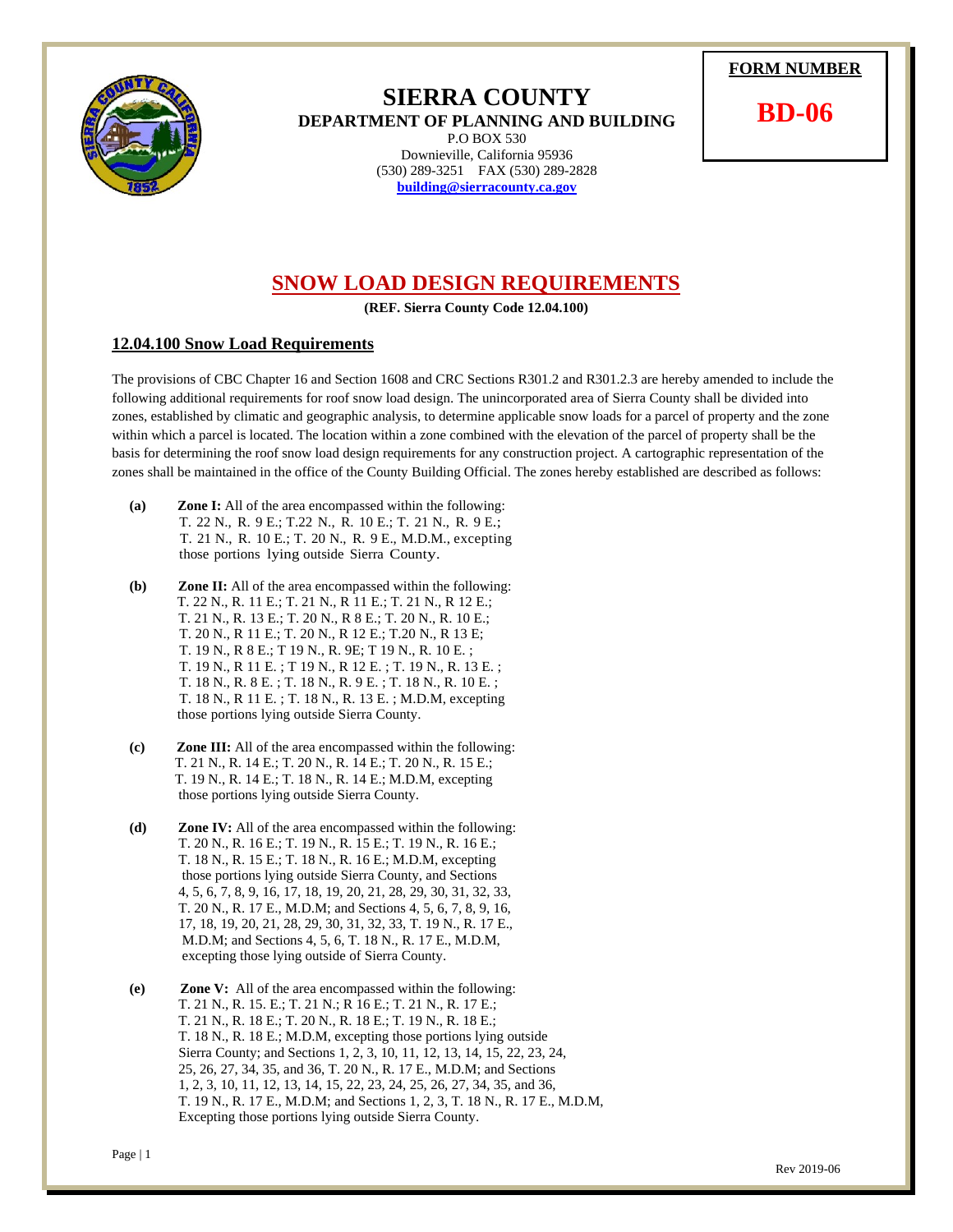# SIERRA COUNTY

**DEPARTMENT OF PLANNING AND BUILDING**

P.O BOX 530
Downieville, California 95936
(530) 289-3251 FAX (530) 289-2828
**building@sierracounty.ca.gov**

**FORM NUMBER**

**BD-06**

## SNOW LOAD DESIGN REQUIREMENTS

**(REF. Sierra County Code 12.04.100)**

### 12.04.100 Snow Load Requirements

The provisions of CBC Chapter 16 and Section 1608 and CRC Sections R301.2 and R301.2.3 are hereby amended to include the following additional requirements for roof snow load design. The unincorporated area of Sierra County shall be divided into zones, established by climatic and geographic analysis, to determine applicable snow loads for a parcel of property and the zone within which a parcel is located. The location within a zone combined with the elevation of the parcel of property shall be the basis for determining the roof snow load design requirements for any construction project. A cartographic representation of the zones shall be maintained in the office of the County Building Official. The zones hereby established are described as follows:

**(a)** **Zone I:** All of the area encompassed within the following: T. 22 N., R. 9 E.; T.22 N., R. 10 E.; T. 21 N., R. 9 E.; T. 21 N., R. 10 E.; T. 20 N., R. 9 E., M.D.M., excepting those portions lying outside Sierra County.

**(b)** **Zone II:** All of the area encompassed within the following: T. 22 N., R. 11 E.; T. 21 N., R 11 E.; T. 21 N., R 12 E.; T. 21 N., R. 13 E.; T. 20 N., R 8 E.; T. 20 N., R. 10 E.; T. 20 N., R 11 E.; T. 20 N., R 12 E.; T.20 N., R 13 E; T. 19 N., R 8 E.; T 19 N., R. 9E; T 19 N., R. 10 E. ; T. 19 N., R 11 E. ; T 19 N., R 12 E. ; T. 19 N., R. 13 E. ; T. 18 N., R. 8 E. ; T. 18 N., R. 9 E. ; T. 18 N., R. 10 E. ; T. 18 N., R 11 E. ; T. 18 N., R. 13 E. ; M.D.M, excepting those portions lying outside Sierra County.

**(c)** **Zone III:** All of the area encompassed within the following: T. 21 N., R. 14 E.; T. 20 N., R. 14 E.; T. 20 N., R. 15 E.; T. 19 N., R. 14 E.; T. 18 N., R. 14 E.; M.D.M, excepting those portions lying outside Sierra County.

**(d)** **Zone IV:** All of the area encompassed within the following: T. 20 N., R. 16 E.; T. 19 N., R. 15 E.; T. 19 N., R. 16 E.; T. 18 N., R. 15 E.; T. 18 N., R. 16 E.; M.D.M, excepting those portions lying outside Sierra County, and Sections 4, 5, 6, 7, 8, 9, 16, 17, 18, 19, 20, 21, 28, 29, 30, 31, 32, 33, T. 20 N., R. 17 E., M.D.M; and Sections 4, 5, 6, 7, 8, 9, 16, 17, 18, 19, 20, 21, 28, 29, 30, 31, 32, 33, T. 19 N., R. 17 E., M.D.M; and Sections 4, 5, 6, T. 18 N., R. 17 E., M.D.M, excepting those lying outside of Sierra County.

**(e)** **Zone V:** All of the area encompassed within the following: T. 21 N., R. 15. E.; T. 21 N.; R 16 E.; T. 21 N., R. 17 E.; T. 21 N., R. 18 E.; T. 20 N., R. 18 E.; T. 19 N., R. 18 E.; T. 18 N., R. 18 E.; M.D.M, excepting those portions lying outside Sierra County; and Sections 1, 2, 3, 10, 11, 12, 13, 14, 15, 22, 23, 24, 25, 26, 27, 34, 35, and 36, T. 20 N., R. 17 E., M.D.M; and Sections 1, 2, 3, 10, 11, 12, 13, 14, 15, 22, 23, 24, 25, 26, 27, 34, 35, and 36, T. 19 N., R. 17 E., M.D.M; and Sections 1, 2, 3, T. 18 N., R. 17 E., M.D.M, Excepting those portions lying outside Sierra County.

Rev 2019-06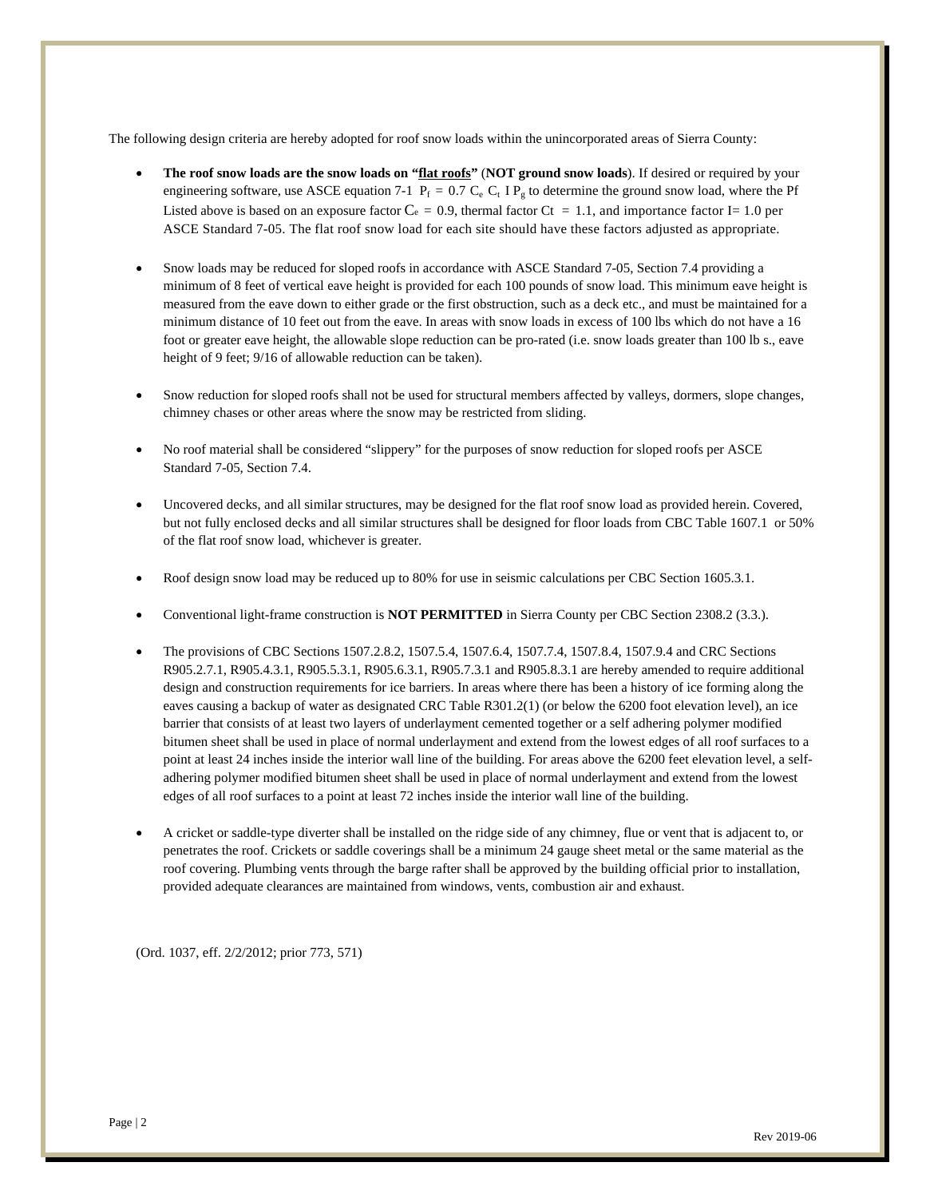The following design criteria are hereby adopted for roof snow loads within the unincorporated areas of Sierra County:

- **The roof snow loads are the snow loads on "flat roofs" (NOT ground snow loads)**. If desired or required by your engineering software, use ASCE equation 7-1 $P_f = 0.7\ C_e\ C_t\ I\ P_g$ to determine the ground snow load, where the Pf Listed above is based on an exposure factor $C_e = 0.9$, thermal factor $Ct = 1.1$, and importance factor $I = 1.0$ per ASCE Standard 7-05. The flat roof snow load for each site should have these factors adjusted as appropriate.

- Snow loads may be reduced for sloped roofs in accordance with ASCE Standard 7-05, Section 7.4 providing a minimum of 8 feet of vertical eave height is provided for each 100 pounds of snow load. This minimum eave height is measured from the eave down to either grade or the first obstruction, such as a deck etc., and must be maintained for a minimum distance of 10 feet out from the eave. In areas with snow loads in excess of 100 lbs which do not have a 16 foot or greater eave height, the allowable slope reduction can be pro-rated (i.e. snow loads greater than 100 lb s., eave height of 9 feet; 9/16 of allowable reduction can be taken).

- Snow reduction for sloped roofs shall not be used for structural members affected by valleys, dormers, slope changes, chimney chases or other areas where the snow may be restricted from sliding.

- No roof material shall be considered "slippery" for the purposes of snow reduction for sloped roofs per ASCE Standard 7-05, Section 7.4.

- Uncovered decks, and all similar structures, may be designed for the flat roof snow load as provided herein. Covered, but not fully enclosed decks and all similar structures shall be designed for floor loads from CBC Table 1607.1 or 50% of the flat roof snow load, whichever is greater.

- Roof design snow load may be reduced up to 80% for use in seismic calculations per CBC Section 1605.3.1.

- Conventional light-frame construction is **NOT PERMITTED** in Sierra County per CBC Section 2308.2 (3.3.).

- The provisions of CBC Sections 1507.2.8.2, 1507.5.4, 1507.6.4, 1507.7.4, 1507.8.4, 1507.9.4 and CRC Sections R905.2.7.1, R905.4.3.1, R905.5.3.1, R905.6.3.1, R905.7.3.1 and R905.8.3.1 are hereby amended to require additional design and construction requirements for ice barriers. In areas where there has been a history of ice forming along the eaves causing a backup of water as designated CRC Table R301.2(1) (or below the 6200 foot elevation level), an ice barrier that consists of at least two layers of underlayment cemented together or a self adhering polymer modified bitumen sheet shall be used in place of normal underlayment and extend from the lowest edges of all roof surfaces to a point at least 24 inches inside the interior wall line of the building. For areas above the 6200 feet elevation level, a self-adhering polymer modified bitumen sheet shall be used in place of normal underlayment and extend from the lowest edges of all roof surfaces to a point at least 72 inches inside the interior wall line of the building.

- A cricket or saddle-type diverter shall be installed on the ridge side of any chimney, flue or vent that is adjacent to, or penetrates the roof. Crickets or saddle coverings shall be a minimum 24 gauge sheet metal or the same material as the roof covering. Plumbing vents through the barge rafter shall be approved by the building official prior to installation, provided adequate clearances are maintained from windows, vents, combustion air and exhaust.

(Ord. 1037, eff. 2/2/2012; prior 773, 571)

Rev 2019-06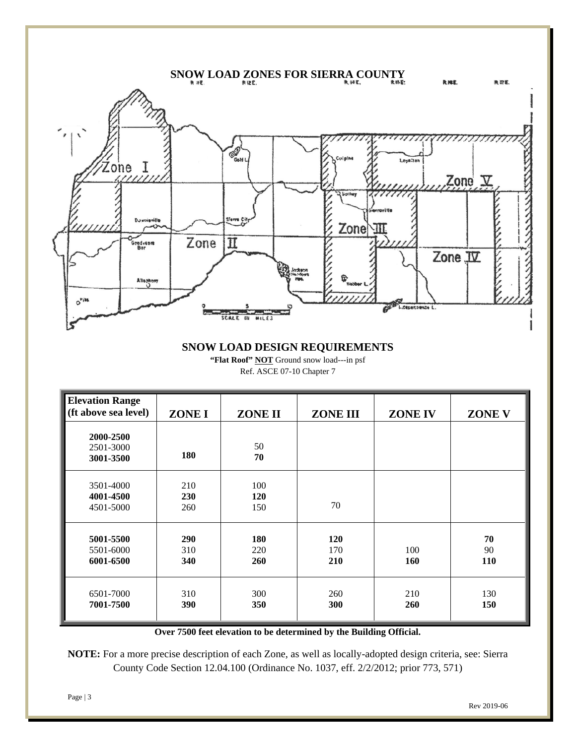## SNOW LOAD ZONES FOR SIERRA COUNTY

## SNOW LOAD DESIGN REQUIREMENTS

**"Flat Roof" NOT** Ground snow load---in psf

Ref. ASCE 07-10 Chapter 7

| Elevation Range (ft above sea level) | ZONE I | ZONE II | ZONE III | ZONE IV | ZONE V |
|---|---|---|---|---|---|
| **2000-2500** | | | | | |
| 2501-3000 | | 50 | | | |
| **3001-3500** | **180** | **70** | | | |
| 3501-4000 | 210 | 100 | | | |
| **4001-4500** | **230** | **120** | | | |
| 4501-5000 | 260 | 150 | 70 | | |
| **5001-5500** | **290** | **180** | **120** | | **70** |
| 5501-6000 | 310 | 220 | 170 | 100 | 90 |
| **6001-6500** | **340** | **260** | **210** | **160** | **110** |
| 6501-7000 | 310 | 300 | 260 | 210 | 130 |
| **7001-7500** | **390** | **350** | **300** | **260** | **150** |

**Over 7500 feet elevation to be determined by the Building Official.**

**NOTE:** For a more precise description of each Zone, as well as locally-adopted design criteria, see: Sierra County Code Section 12.04.100 (Ordinance No. 1037, eff. 2/2/2012; prior 773, 571)